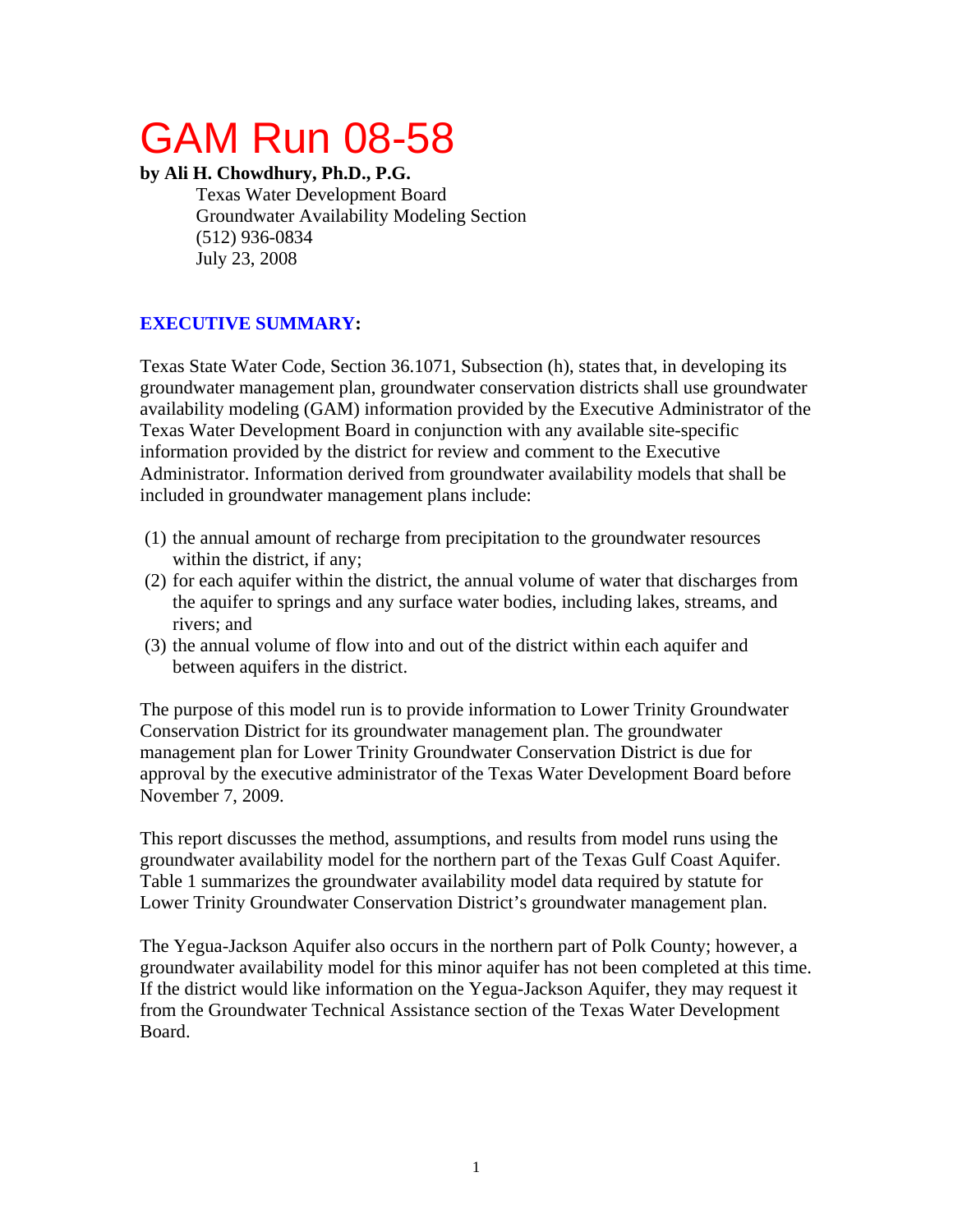# GAM Run 08-58

**by Ali H. Chowdhury, Ph.D., P.G.**

Texas Water Development Board
Groundwater Availability Modeling Section
(512) 936-0834
July 23, 2008

## EXECUTIVE SUMMARY:

Texas State Water Code, Section 36.1071, Subsection (h), states that, in developing its groundwater management plan, groundwater conservation districts shall use groundwater availability modeling (GAM) information provided by the Executive Administrator of the Texas Water Development Board in conjunction with any available site-specific information provided by the district for review and comment to the Executive Administrator. Information derived from groundwater availability models that shall be included in groundwater management plans include:

(1) the annual amount of recharge from precipitation to the groundwater resources within the district, if any;
(2) for each aquifer within the district, the annual volume of water that discharges from the aquifer to springs and any surface water bodies, including lakes, streams, and rivers; and
(3) the annual volume of flow into and out of the district within each aquifer and between aquifers in the district.

The purpose of this model run is to provide information to Lower Trinity Groundwater Conservation District for its groundwater management plan. The groundwater management plan for Lower Trinity Groundwater Conservation District is due for approval by the executive administrator of the Texas Water Development Board before November 7, 2009.

This report discusses the method, assumptions, and results from model runs using the groundwater availability model for the northern part of the Texas Gulf Coast Aquifer. Table 1 summarizes the groundwater availability model data required by statute for Lower Trinity Groundwater Conservation District's groundwater management plan.

The Yegua-Jackson Aquifer also occurs in the northern part of Polk County; however, a groundwater availability model for this minor aquifer has not been completed at this time. If the district would like information on the Yegua-Jackson Aquifer, they may request it from the Groundwater Technical Assistance section of the Texas Water Development Board.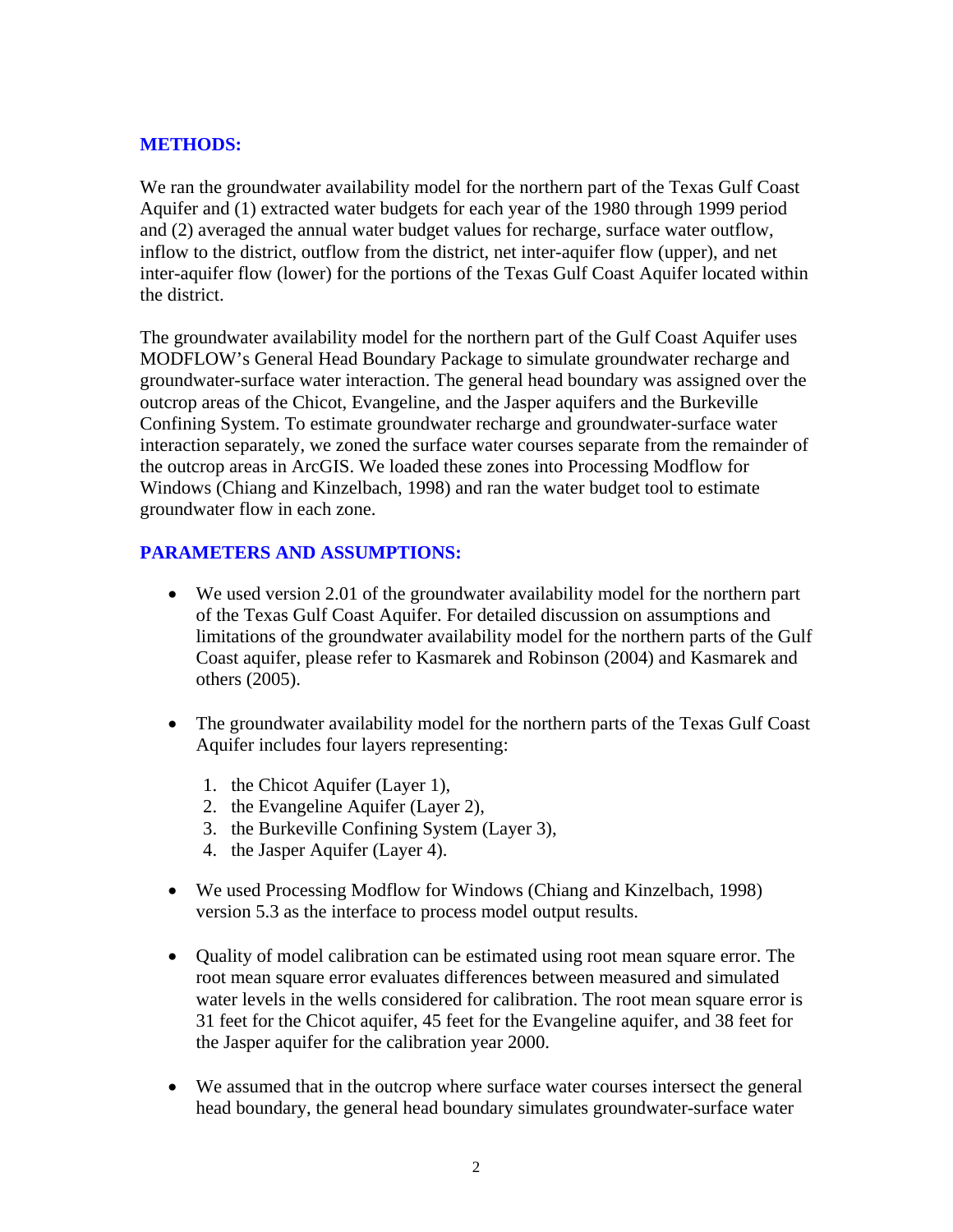## METHODS:

We ran the groundwater availability model for the northern part of the Texas Gulf Coast Aquifer and (1) extracted water budgets for each year of the 1980 through 1999 period and (2) averaged the annual water budget values for recharge, surface water outflow, inflow to the district, outflow from the district, net inter-aquifer flow (upper), and net inter-aquifer flow (lower) for the portions of the Texas Gulf Coast Aquifer located within the district.

The groundwater availability model for the northern part of the Gulf Coast Aquifer uses MODFLOW's General Head Boundary Package to simulate groundwater recharge and groundwater-surface water interaction. The general head boundary was assigned over the outcrop areas of the Chicot, Evangeline, and the Jasper aquifers and the Burkeville Confining System. To estimate groundwater recharge and groundwater-surface water interaction separately, we zoned the surface water courses separate from the remainder of the outcrop areas in ArcGIS. We loaded these zones into Processing Modflow for Windows (Chiang and Kinzelbach, 1998) and ran the water budget tool to estimate groundwater flow in each zone.

## PARAMETERS AND ASSUMPTIONS:

- We used version 2.01 of the groundwater availability model for the northern part of the Texas Gulf Coast Aquifer. For detailed discussion on assumptions and limitations of the groundwater availability model for the northern parts of the Gulf Coast aquifer, please refer to Kasmarek and Robinson (2004) and Kasmarek and others (2005).

- The groundwater availability model for the northern parts of the Texas Gulf Coast Aquifer includes four layers representing:

  1. the Chicot Aquifer (Layer 1),
  2. the Evangeline Aquifer (Layer 2),
  3. the Burkeville Confining System (Layer 3),
  4. the Jasper Aquifer (Layer 4).

- We used Processing Modflow for Windows (Chiang and Kinzelbach, 1998) version 5.3 as the interface to process model output results.

- Quality of model calibration can be estimated using root mean square error. The root mean square error evaluates differences between measured and simulated water levels in the wells considered for calibration. The root mean square error is 31 feet for the Chicot aquifer, 45 feet for the Evangeline aquifer, and 38 feet for the Jasper aquifer for the calibration year 2000.

- We assumed that in the outcrop where surface water courses intersect the general head boundary, the general head boundary simulates groundwater-surface water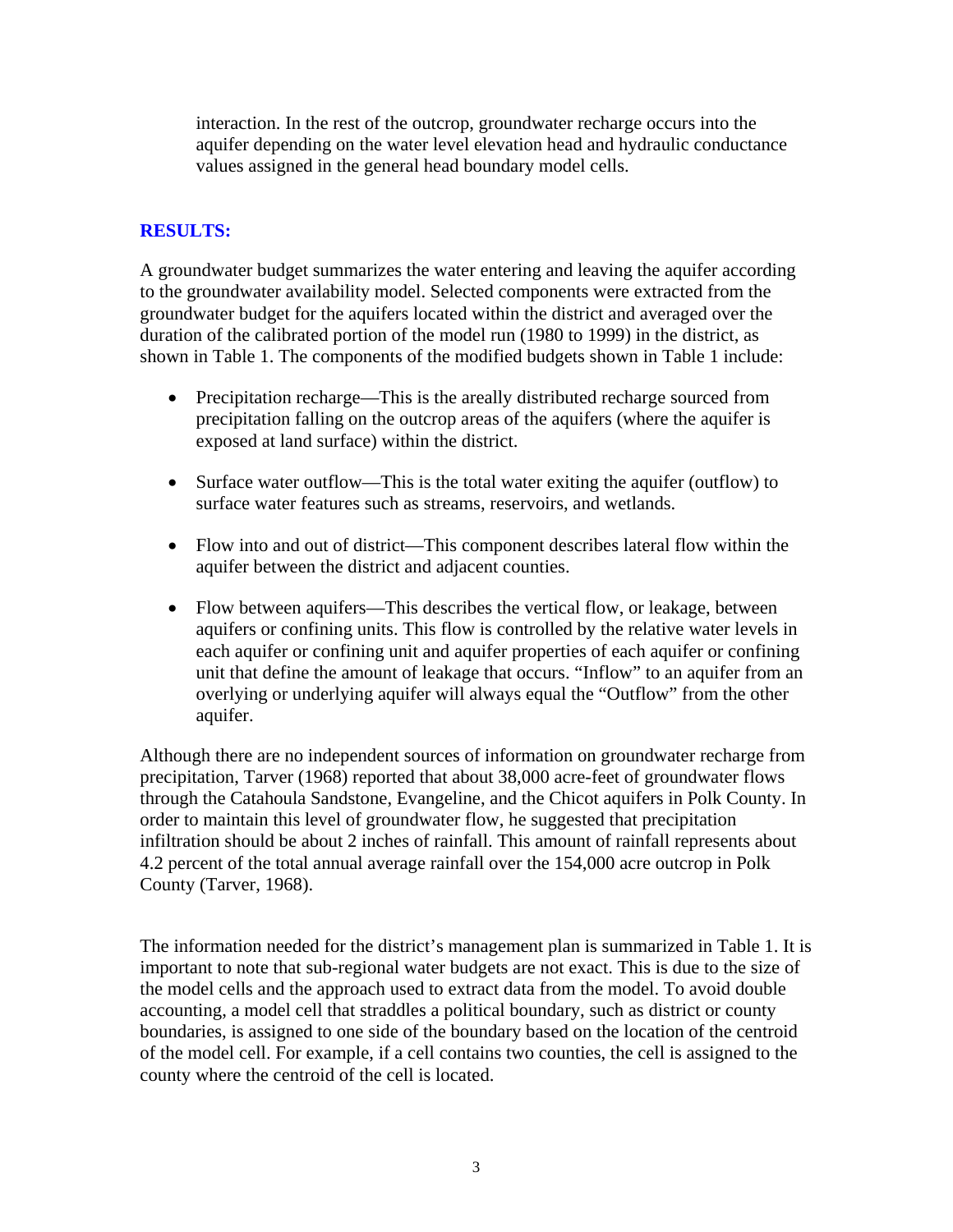interaction. In the rest of the outcrop, groundwater recharge occurs into the aquifer depending on the water level elevation head and hydraulic conductance values assigned in the general head boundary model cells.

## RESULTS:

A groundwater budget summarizes the water entering and leaving the aquifer according to the groundwater availability model. Selected components were extracted from the groundwater budget for the aquifers located within the district and averaged over the duration of the calibrated portion of the model run (1980 to 1999) in the district, as shown in Table 1. The components of the modified budgets shown in Table 1 include:

- Precipitation recharge—This is the areally distributed recharge sourced from precipitation falling on the outcrop areas of the aquifers (where the aquifer is exposed at land surface) within the district.

- Surface water outflow—This is the total water exiting the aquifer (outflow) to surface water features such as streams, reservoirs, and wetlands.

- Flow into and out of district—This component describes lateral flow within the aquifer between the district and adjacent counties.

- Flow between aquifers—This describes the vertical flow, or leakage, between aquifers or confining units. This flow is controlled by the relative water levels in each aquifer or confining unit and aquifer properties of each aquifer or confining unit that define the amount of leakage that occurs. "Inflow" to an aquifer from an overlying or underlying aquifer will always equal the "Outflow" from the other aquifer.

Although there are no independent sources of information on groundwater recharge from precipitation, Tarver (1968) reported that about 38,000 acre-feet of groundwater flows through the Catahoula Sandstone, Evangeline, and the Chicot aquifers in Polk County. In order to maintain this level of groundwater flow, he suggested that precipitation infiltration should be about 2 inches of rainfall. This amount of rainfall represents about 4.2 percent of the total annual average rainfall over the 154,000 acre outcrop in Polk County (Tarver, 1968).

The information needed for the district's management plan is summarized in Table 1. It is important to note that sub-regional water budgets are not exact. This is due to the size of the model cells and the approach used to extract data from the model. To avoid double accounting, a model cell that straddles a political boundary, such as district or county boundaries, is assigned to one side of the boundary based on the location of the centroid of the model cell. For example, if a cell contains two counties, the cell is assigned to the county where the centroid of the cell is located.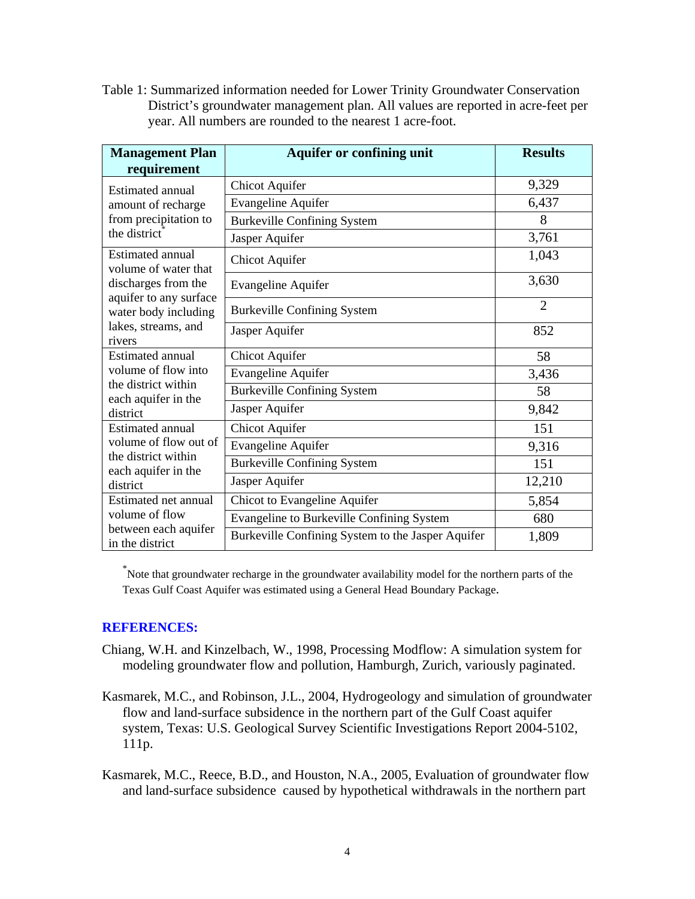Table 1: Summarized information needed for Lower Trinity Groundwater Conservation District's groundwater management plan. All values are reported in acre-feet per year. All numbers are rounded to the nearest 1 acre-foot.

| Management Plan requirement | Aquifer or confining unit | Results |
|---|---|---|
| Estimated annual amount of recharge from precipitation to the district* | Chicot Aquifer | 9,329 |
| | Evangeline Aquifer | 6,437 |
| | Burkeville Confining System | 8 |
| | Jasper Aquifer | 3,761 |
| Estimated annual volume of water that discharges from the aquifer to any surface water body including lakes, streams, and rivers | Chicot Aquifer | 1,043 |
| | Evangeline Aquifer | 3,630 |
| | Burkeville Confining System | 2 |
| | Jasper Aquifer | 852 |
| Estimated annual volume of flow into the district within each aquifer in the district | Chicot Aquifer | 58 |
| | Evangeline Aquifer | 3,436 |
| | Burkeville Confining System | 58 |
| | Jasper Aquifer | 9,842 |
| Estimated annual volume of flow out of the district within each aquifer in the district | Chicot Aquifer | 151 |
| | Evangeline Aquifer | 9,316 |
| | Burkeville Confining System | 151 |
| | Jasper Aquifer | 12,210 |
| Estimated net annual volume of flow between each aquifer in the district | Chicot to Evangeline Aquifer | 5,854 |
| | Evangeline to Burkeville Confining System | 680 |
| | Burkeville Confining System to the Jasper Aquifer | 1,809 |

*Note that groundwater recharge in the groundwater availability model for the northern parts of the Texas Gulf Coast Aquifer was estimated using a General Head Boundary Package.

## REFERENCES:

Chiang, W.H. and Kinzelbach, W., 1998, Processing Modflow: A simulation system for modeling groundwater flow and pollution, Hamburgh, Zurich, variously paginated.

Kasmarek, M.C., and Robinson, J.L., 2004, Hydrogeology and simulation of groundwater flow and land-surface subsidence in the northern part of the Gulf Coast aquifer system, Texas: U.S. Geological Survey Scientific Investigations Report 2004-5102, 111p.

Kasmarek, M.C., Reece, B.D., and Houston, N.A., 2005, Evaluation of groundwater flow and land-surface subsidence caused by hypothetical withdrawals in the northern part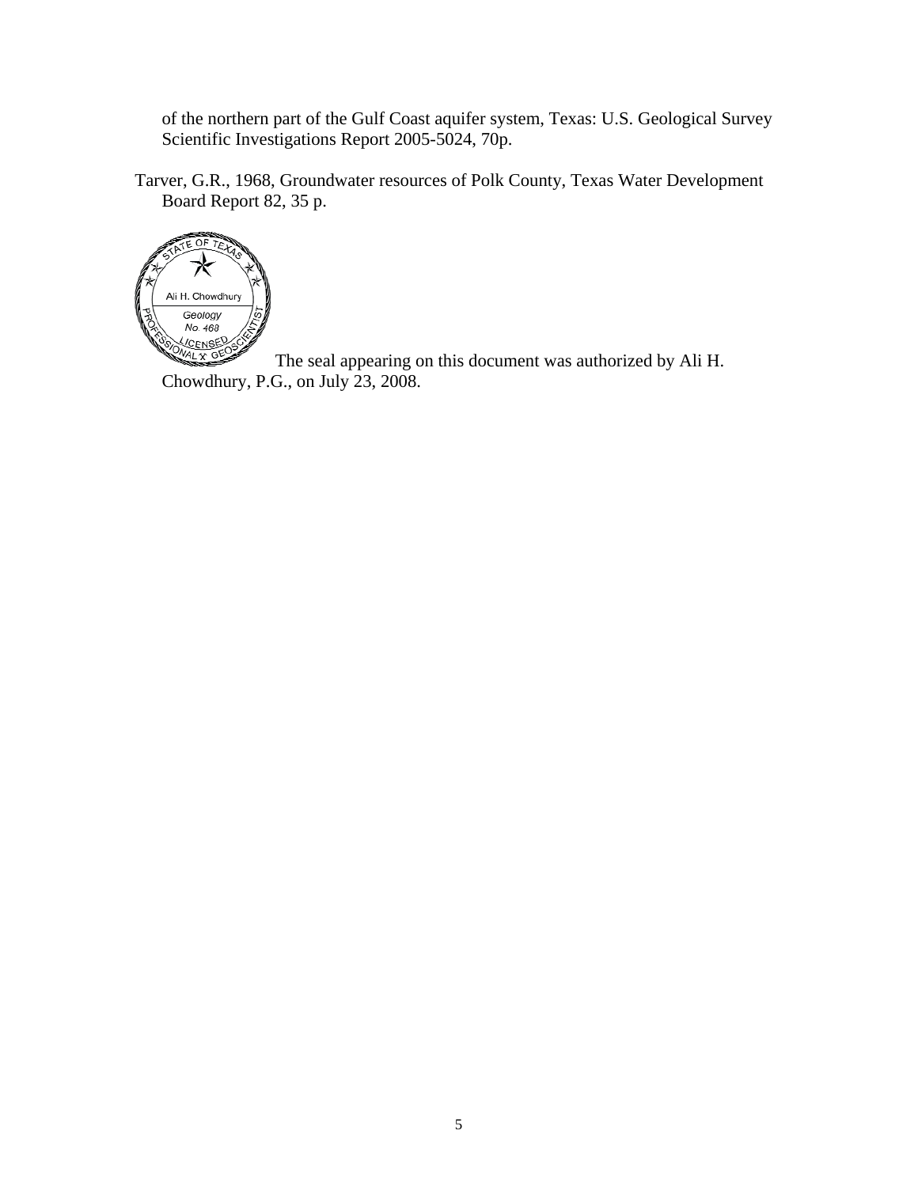of the northern part of the Gulf Coast aquifer system, Texas: U.S. Geological Survey Scientific Investigations Report 2005-5024, 70p.

Tarver, G.R., 1968, Groundwater resources of Polk County, Texas Water Development Board Report 82, 35 p.

STATE OF TEXAS
Ali H. Chowdhury
Geology
No. 468
LICENSED
PROFESSIONAL GEOSCIENTIST

The seal appearing on this document was authorized by Ali H. Chowdhury, P.G., on July 23, 2008.